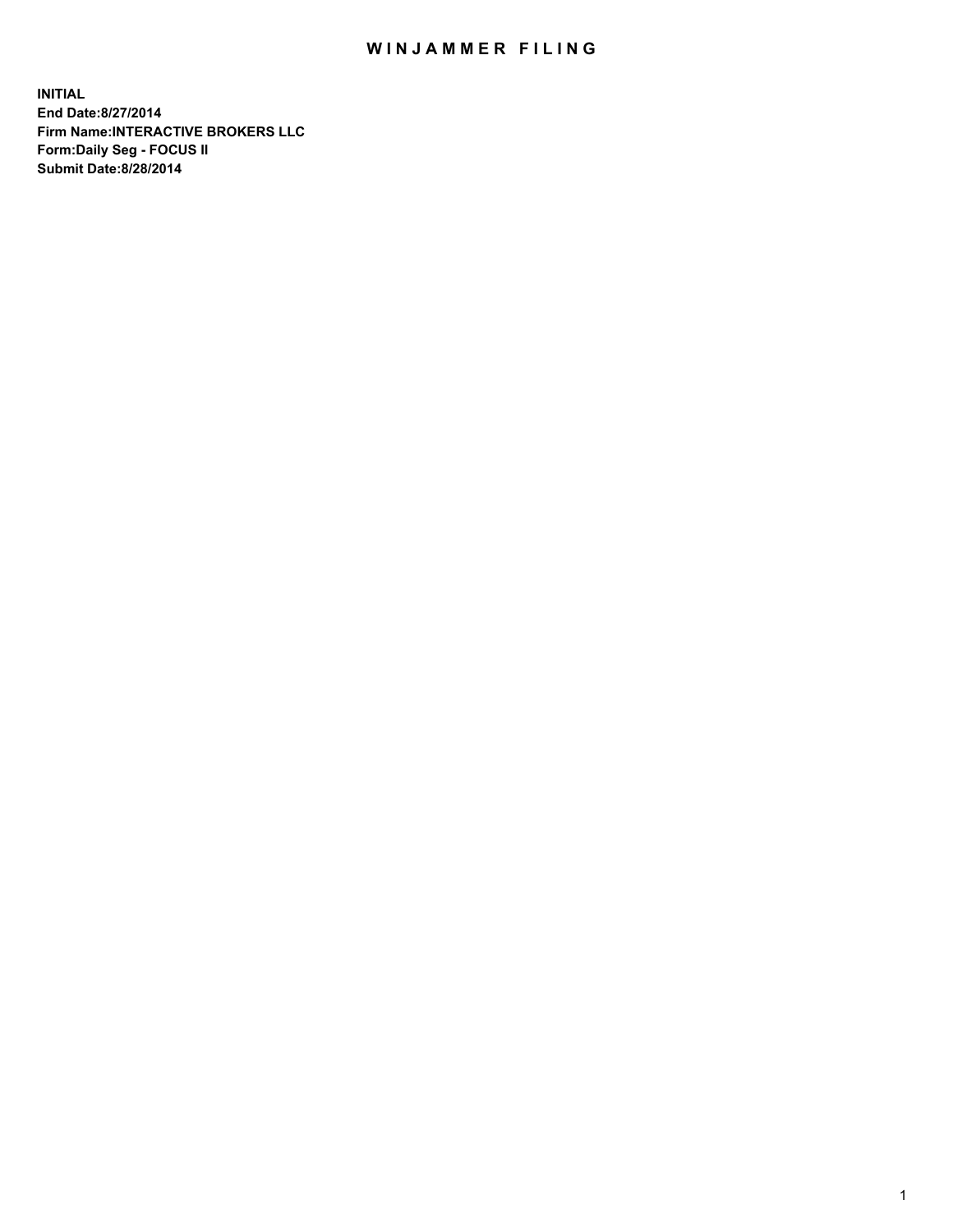# WINJAMMER FILING

**INITIAL**
**End Date:8/27/2014**
**Firm Name:INTERACTIVE BROKERS LLC**
**Form:Daily Seg - FOCUS II**
**Submit Date:8/28/2014**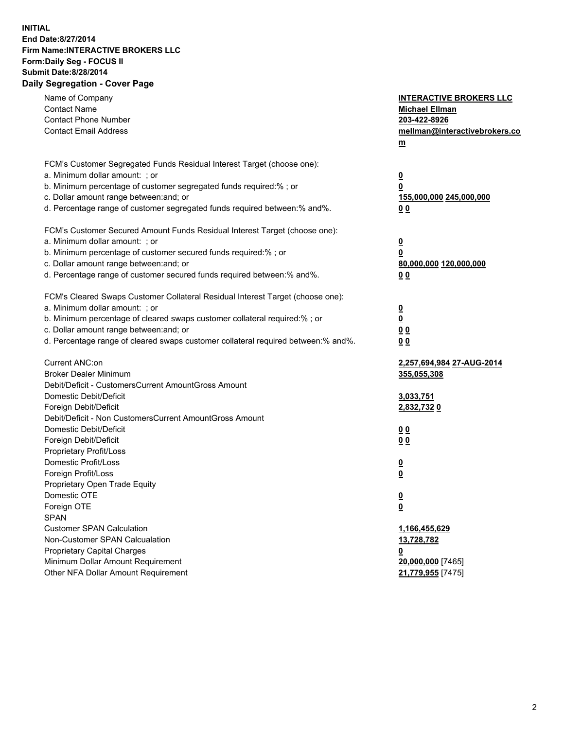**INITIAL**
**End Date:8/27/2014**
**Firm Name:INTERACTIVE BROKERS LLC**
**Form:Daily Seg - FOCUS II**
**Submit Date:8/28/2014**

## Daily Segregation - Cover Page

| | |
|---|---|
| Name of Company | **INTERACTIVE BROKERS LLC** |
| Contact Name | **Michael Ellman** |
| Contact Phone Number | **203-422-8926** |
| Contact Email Address | **mellman@interactivebrokers.com** |
| | |
| FCM's Customer Segregated Funds Residual Interest Target (choose one): | |
| a. Minimum dollar amount: ; or | **0** |
| b. Minimum percentage of customer segregated funds required:% ; or | **0** |
| c. Dollar amount range between:and; or | **155,000,000 245,000,000** |
| d. Percentage range of customer segregated funds required between:% and%. | **0 0** |
| | |
| FCM's Customer Secured Amount Funds Residual Interest Target (choose one): | |
| a. Minimum dollar amount: ; or | **0** |
| b. Minimum percentage of customer secured funds required:% ; or | **0** |
| c. Dollar amount range between:and; or | **80,000,000 120,000,000** |
| d. Percentage range of customer secured funds required between:% and%. | **0 0** |
| | |
| FCM's Cleared Swaps Customer Collateral Residual Interest Target (choose one): | |
| a. Minimum dollar amount: ; or | **0** |
| b. Minimum percentage of cleared swaps customer collateral required:% ; or | **0** |
| c. Dollar amount range between:and; or | **0 0** |
| d. Percentage range of cleared swaps customer collateral required between:% and%. | **0 0** |
| | |
| Current ANC:on | **2,257,694,984 27-AUG-2014** |
| Broker Dealer Minimum | **355,055,308** |
| Debit/Deficit - CustomersCurrent AmountGross Amount | |
| Domestic Debit/Deficit | **3,033,751** |
| Foreign Debit/Deficit | **2,832,732 0** |
| Debit/Deficit - Non CustomersCurrent AmountGross Amount | |
| Domestic Debit/Deficit | **0 0** |
| Foreign Debit/Deficit | **0 0** |
| Proprietary Profit/Loss | |
| Domestic Profit/Loss | **0** |
| Foreign Profit/Loss | **0** |
| Proprietary Open Trade Equity | |
| Domestic OTE | **0** |
| Foreign OTE | **0** |
| SPAN | |
| Customer SPAN Calculation | **1,166,455,629** |
| Non-Customer SPAN Calcualation | **13,728,782** |
| Proprietary Capital Charges | **0** |
| Minimum Dollar Amount Requirement | **20,000,000** [7465] |
| Other NFA Dollar Amount Requirement | **21,779,955** [7475] |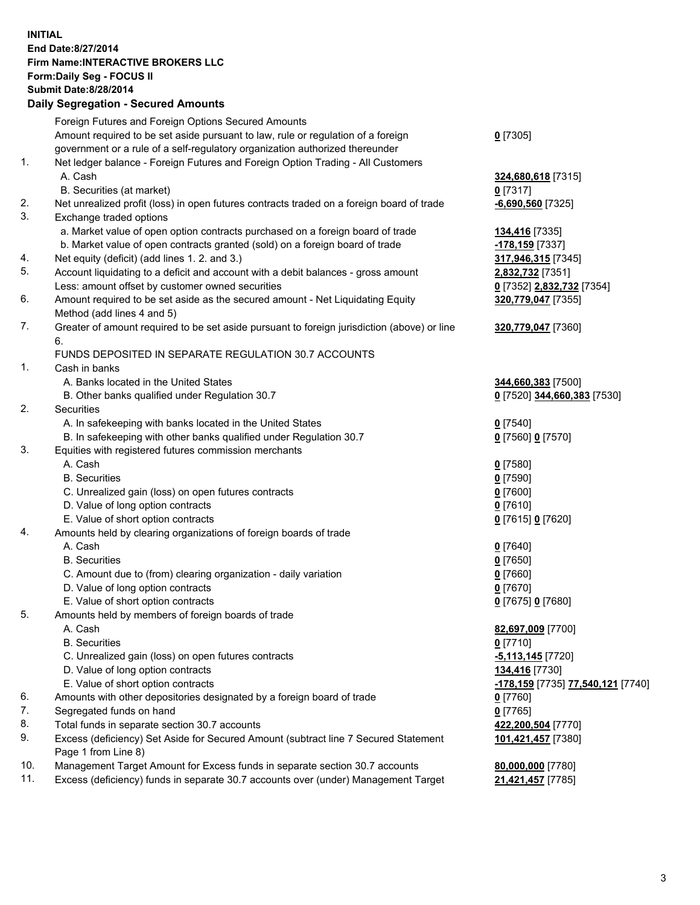**INITIAL**
**End Date:8/27/2014**
**Firm Name:INTERACTIVE BROKERS LLC**
**Form:Daily Seg - FOCUS II**
**Submit Date:8/28/2014**

**Daily Segregation - Secured Amounts**

| | | |
|---|---|---|
| | Foreign Futures and Foreign Options Secured Amounts | |
| | Amount required to be set aside pursuant to law, rule or regulation of a foreign government or a rule of a self-regulatory organization authorized thereunder | **0** [7305] |
| 1. | Net ledger balance - Foreign Futures and Foreign Option Trading - All Customers | |
| | A. Cash | **324,680,618** [7315] |
| | B. Securities (at market) | **0** [7317] |
| 2. | Net unrealized profit (loss) in open futures contracts traded on a foreign board of trade | **-6,690,560** [7325] |
| 3. | Exchange traded options | |
| | a. Market value of open option contracts purchased on a foreign board of trade | **134,416** [7335] |
| | b. Market value of open contracts granted (sold) on a foreign board of trade | **-178,159** [7337] |
| 4. | Net equity (deficit) (add lines 1. 2. and 3.) | **317,946,315** [7345] |
| 5. | Account liquidating to a deficit and account with a debit balances - gross amount | **2,832,732** [7351] |
| | Less: amount offset by customer owned securities | **0** [7352] **2,832,732** [7354] |
| 6. | Amount required to be set aside as the secured amount - Net Liquidating Equity Method (add lines 4 and 5) | **320,779,047** [7355] |
| 7. | Greater of amount required to be set aside pursuant to foreign jurisdiction (above) or line 6. | **320,779,047** [7360] |
| | FUNDS DEPOSITED IN SEPARATE REGULATION 30.7 ACCOUNTS | |
| 1. | Cash in banks | |
| | A. Banks located in the United States | **344,660,383** [7500] |
| | B. Other banks qualified under Regulation 30.7 | **0** [7520] **344,660,383** [7530] |
| 2. | Securities | |
| | A. In safekeeping with banks located in the United States | **0** [7540] |
| | B. In safekeeping with other banks qualified under Regulation 30.7 | **0** [7560] **0** [7570] |
| 3. | Equities with registered futures commission merchants | |
| | A. Cash | **0** [7580] |
| | B. Securities | **0** [7590] |
| | C. Unrealized gain (loss) on open futures contracts | **0** [7600] |
| | D. Value of long option contracts | **0** [7610] |
| | E. Value of short option contracts | **0** [7615] **0** [7620] |
| 4. | Amounts held by clearing organizations of foreign boards of trade | |
| | A. Cash | **0** [7640] |
| | B. Securities | **0** [7650] |
| | C. Amount due to (from) clearing organization - daily variation | **0** [7660] |
| | D. Value of long option contracts | **0** [7670] |
| | E. Value of short option contracts | **0** [7675] **0** [7680] |
| 5. | Amounts held by members of foreign boards of trade | |
| | A. Cash | **82,697,009** [7700] |
| | B. Securities | **0** [7710] |
| | C. Unrealized gain (loss) on open futures contracts | **-5,113,145** [7720] |
| | D. Value of long option contracts | **134,416** [7730] |
| | E. Value of short option contracts | **-178,159** [7735] **77,540,121** [7740] |
| 6. | Amounts with other depositories designated by a foreign board of trade | **0** [7760] |
| 7. | Segregated funds on hand | **0** [7765] |
| 8. | Total funds in separate section 30.7 accounts | **422,200,504** [7770] |
| 9. | Excess (deficiency) Set Aside for Secured Amount (subtract line 7 Secured Statement Page 1 from Line 8) | **101,421,457** [7380] |
| 10. | Management Target Amount for Excess funds in separate section 30.7 accounts | **80,000,000** [7780] |
| 11. | Excess (deficiency) funds in separate 30.7 accounts over (under) Management Target | **21,421,457** [7785] |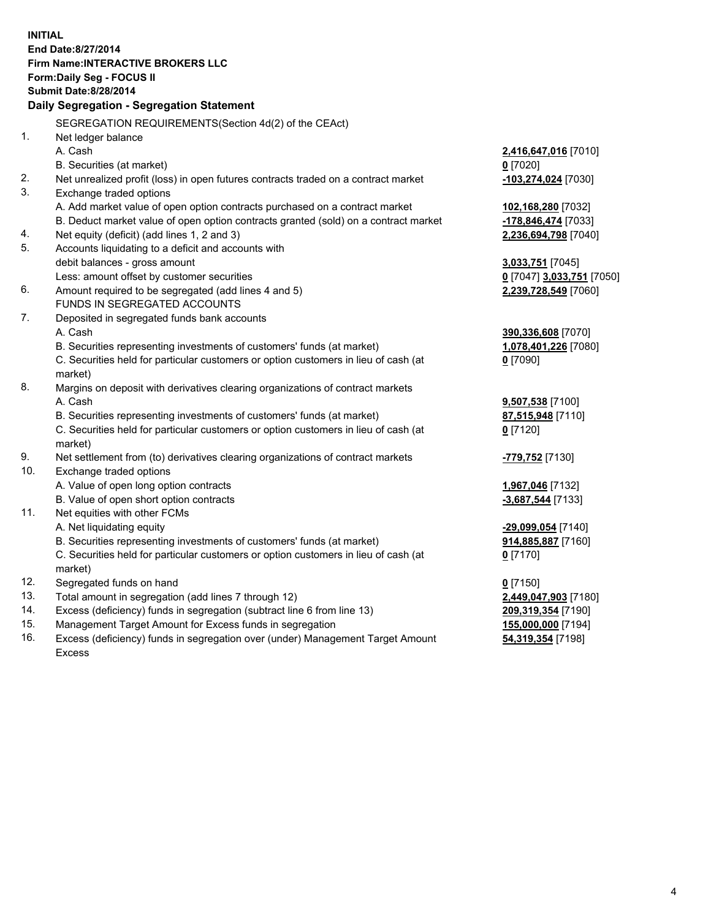**INITIAL**
**End Date:8/27/2014**
**Firm Name:INTERACTIVE BROKERS LLC**
**Form:Daily Seg - FOCUS II**
**Submit Date:8/28/2014**

## Daily Segregation - Segregation Statement

| | SEGREGATION REQUIREMENTS(Section 4d(2) of the CEAct) | |
|---|---|---|
| 1. | Net ledger balance | |
| | A. Cash | **2,416,647,016** [7010] |
| | B. Securities (at market) | **0** [7020] |
| 2. | Net unrealized profit (loss) in open futures contracts traded on a contract market | **-103,274,024** [7030] |
| 3. | Exchange traded options | |
| | A. Add market value of open option contracts purchased on a contract market | **102,168,280** [7032] |
| | B. Deduct market value of open option contracts granted (sold) on a contract market | **-178,846,474** [7033] |
| 4. | Net equity (deficit) (add lines 1, 2 and 3) | **2,236,694,798** [7040] |
| 5. | Accounts liquidating to a deficit and accounts with debit balances - gross amount | **3,033,751** [7045] |
| | Less: amount offset by customer securities | **0** [7047] **3,033,751** [7050] |
| 6. | Amount required to be segregated (add lines 4 and 5) | **2,239,728,549** [7060] |
| | FUNDS IN SEGREGATED ACCOUNTS | |
| 7. | Deposited in segregated funds bank accounts | |
| | A. Cash | **390,336,608** [7070] |
| | B. Securities representing investments of customers' funds (at market) | **1,078,401,226** [7080] |
| | C. Securities held for particular customers or option customers in lieu of cash (at market) | **0** [7090] |
| 8. | Margins on deposit with derivatives clearing organizations of contract markets | |
| | A. Cash | **9,507,538** [7100] |
| | B. Securities representing investments of customers' funds (at market) | **87,515,948** [7110] |
| | C. Securities held for particular customers or option customers in lieu of cash (at market) | **0** [7120] |
| 9. | Net settlement from (to) derivatives clearing organizations of contract markets | **-779,752** [7130] |
| 10. | Exchange traded options | |
| | A. Value of open long option contracts | **1,967,046** [7132] |
| | B. Value of open short option contracts | **-3,687,544** [7133] |
| 11. | Net equities with other FCMs | |
| | A. Net liquidating equity | **-29,099,054** [7140] |
| | B. Securities representing investments of customers' funds (at market) | **914,885,887** [7160] |
| | C. Securities held for particular customers or option customers in lieu of cash (at market) | **0** [7170] |
| 12. | Segregated funds on hand | **0** [7150] |
| 13. | Total amount in segregation (add lines 7 through 12) | **2,449,047,903** [7180] |
| 14. | Excess (deficiency) funds in segregation (subtract line 6 from line 13) | **209,319,354** [7190] |
| 15. | Management Target Amount for Excess funds in segregation | **155,000,000** [7194] |
| 16. | Excess (deficiency) funds in segregation over (under) Management Target Amount Excess | **54,319,354** [7198] |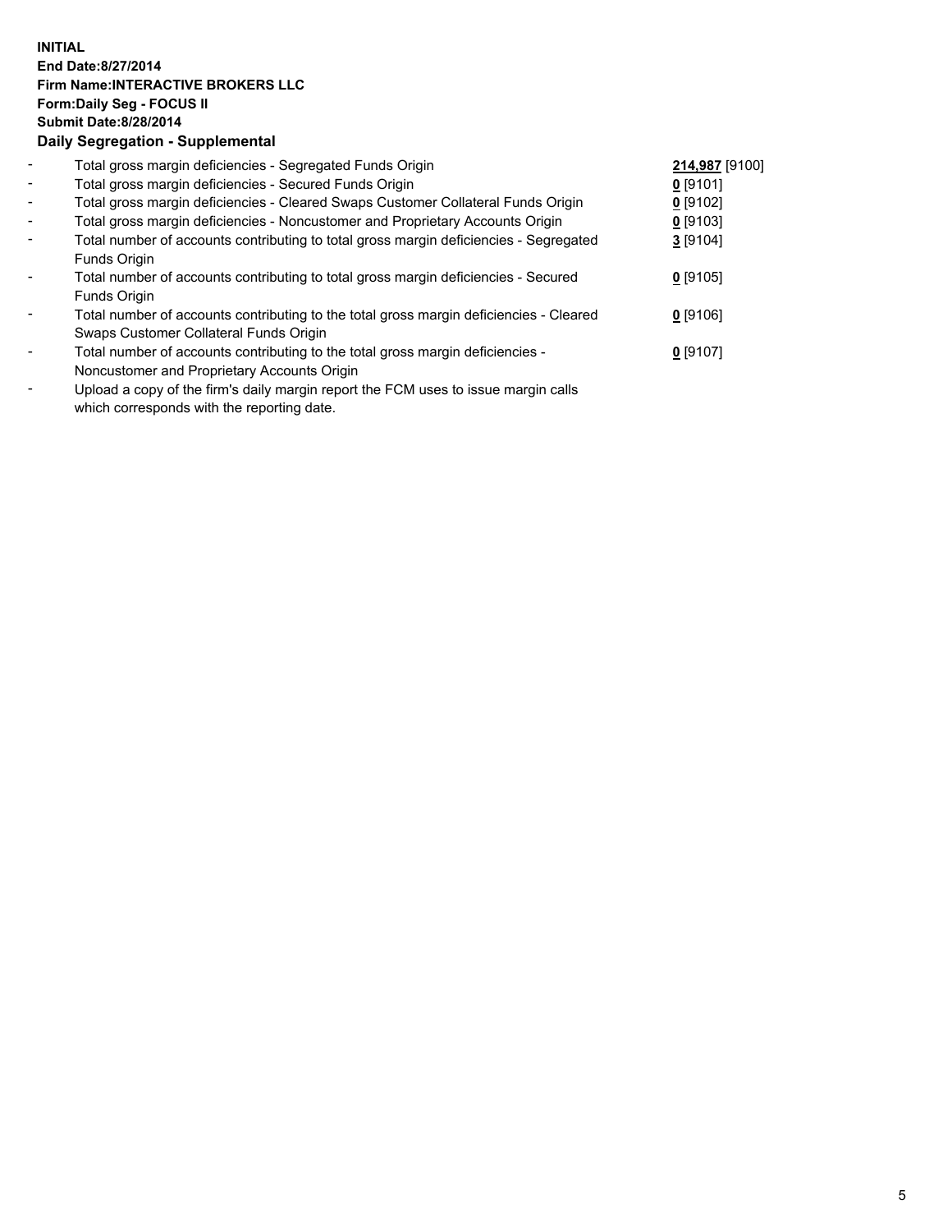**INITIAL**
**End Date:8/27/2014**
**Firm Name:INTERACTIVE BROKERS LLC**
**Form:Daily Seg - FOCUS II**
**Submit Date:8/28/2014**

**Daily Segregation - Supplemental**

| | | |
|---|---|---|
| - | Total gross margin deficiencies - Segregated Funds Origin | **214,987** [9100] |
| - | Total gross margin deficiencies - Secured Funds Origin | **0** [9101] |
| - | Total gross margin deficiencies - Cleared Swaps Customer Collateral Funds Origin | **0** [9102] |
| - | Total gross margin deficiencies - Noncustomer and Proprietary Accounts Origin | **0** [9103] |
| - | Total number of accounts contributing to total gross margin deficiencies - Segregated Funds Origin | **3** [9104] |
| - | Total number of accounts contributing to total gross margin deficiencies - Secured Funds Origin | **0** [9105] |
| - | Total number of accounts contributing to the total gross margin deficiencies - Cleared Swaps Customer Collateral Funds Origin | **0** [9106] |
| - | Total number of accounts contributing to the total gross margin deficiencies - Noncustomer and Proprietary Accounts Origin | **0** [9107] |
| - | Upload a copy of the firm's daily margin report the FCM uses to issue margin calls which corresponds with the reporting date. | |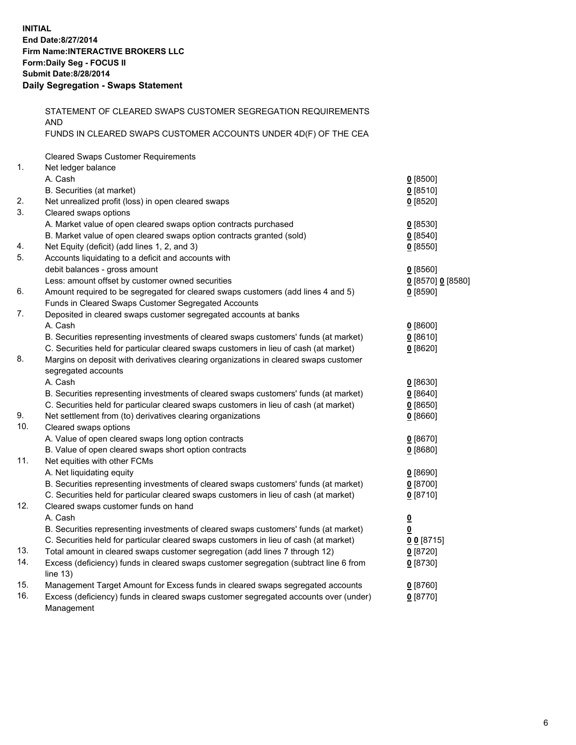**INITIAL**
**End Date:8/27/2014**
**Firm Name:INTERACTIVE BROKERS LLC**
**Form:Daily Seg - FOCUS II**
**Submit Date:8/28/2014**
**Daily Segregation - Swaps Statement**

STATEMENT OF CLEARED SWAPS CUSTOMER SEGREGATION REQUIREMENTS AND FUNDS IN CLEARED SWAPS CUSTOMER ACCOUNTS UNDER 4D(F) OF THE CEA

| | | |
|---|---|---|
| | Cleared Swaps Customer Requirements | |
| 1. | Net ledger balance | |
| | A. Cash | 0 [8500] |
| | B. Securities (at market) | 0 [8510] |
| 2. | Net unrealized profit (loss) in open cleared swaps | 0 [8520] |
| 3. | Cleared swaps options | |
| | A. Market value of open cleared swaps option contracts purchased | 0 [8530] |
| | B. Market value of open cleared swaps option contracts granted (sold) | 0 [8540] |
| 4. | Net Equity (deficit) (add lines 1, 2, and 3) | 0 [8550] |
| 5. | Accounts liquidating to a deficit and accounts with | |
| | debit balances - gross amount | 0 [8560] |
| | Less: amount offset by customer owned securities | 0 [8570] 0 [8580] |
| 6. | Amount required to be segregated for cleared swaps customers (add lines 4 and 5) | 0 [8590] |
| | Funds in Cleared Swaps Customer Segregated Accounts | |
| 7. | Deposited in cleared swaps customer segregated accounts at banks | |
| | A. Cash | 0 [8600] |
| | B. Securities representing investments of cleared swaps customers' funds (at market) | 0 [8610] |
| | C. Securities held for particular cleared swaps customers in lieu of cash (at market) | 0 [8620] |
| 8. | Margins on deposit with derivatives clearing organizations in cleared swaps customer segregated accounts | |
| | A. Cash | 0 [8630] |
| | B. Securities representing investments of cleared swaps customers' funds (at market) | 0 [8640] |
| | C. Securities held for particular cleared swaps customers in lieu of cash (at market) | 0 [8650] |
| 9. | Net settlement from (to) derivatives clearing organizations | 0 [8660] |
| 10. | Cleared swaps options | |
| | A. Value of open cleared swaps long option contracts | 0 [8670] |
| | B. Value of open cleared swaps short option contracts | 0 [8680] |
| 11. | Net equities with other FCMs | |
| | A. Net liquidating equity | 0 [8690] |
| | B. Securities representing investments of cleared swaps customers' funds (at market) | 0 [8700] |
| | C. Securities held for particular cleared swaps customers in lieu of cash (at market) | 0 [8710] |
| 12. | Cleared swaps customer funds on hand | |
| | A. Cash | 0 |
| | B. Securities representing investments of cleared swaps customers' funds (at market) | 0 |
| | C. Securities held for particular cleared swaps customers in lieu of cash (at market) | 0 0 [8715] |
| 13. | Total amount in cleared swaps customer segregation (add lines 7 through 12) | 0 [8720] |
| 14. | Excess (deficiency) funds in cleared swaps customer segregation (subtract line 6 from line 13) | 0 [8730] |
| 15. | Management Target Amount for Excess funds in cleared swaps segregated accounts | 0 [8760] |
| 16. | Excess (deficiency) funds in cleared swaps customer segregated accounts over (under) Management | 0 [8770] |